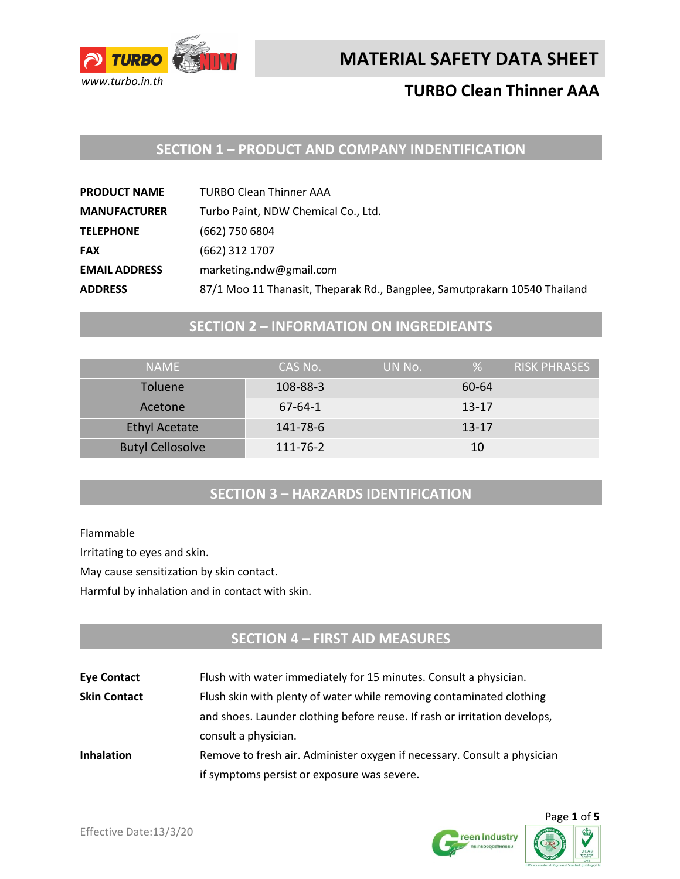www.turbo.in.th

# MATERIAL SAFETY DATA SHEET

## TURBO Clean Thinner AAA

## SECTION 1 – PRODUCT AND COMPANY INDENTIFICATION

**PRODUCT NAME** TURBO Clean Thinner AAA

**MANUFACTURER** Turbo Paint, NDW Chemical Co., Ltd.

**TELEPHONE** (662) 750 6804

**FAX** (662) 312 1707

**EMAIL ADDRESS** marketing.ndw@gmail.com

**ADDRESS** 87/1 Moo 11 Thanasit, Theparak Rd., Bangplee, Samutprakarn 10540 Thailand

## SECTION 2 – INFORMATION ON INGREDIEANTS

| NAME | CAS No. | UN No. | % | RISK PHRASES |
|---|---|---|---|---|
| Toluene | 108-88-3 | | 60-64 | |
| Acetone | 67-64-1 | | 13-17 | |
| Ethyl Acetate | 141-78-6 | | 13-17 | |
| Butyl Cellosolve | 111-76-2 | | 10 | |

## SECTION 3 – HARZARDS IDENTIFICATION

Flammable

Irritating to eyes and skin.

May cause sensitization by skin contact.

Harmful by inhalation and in contact with skin.

## SECTION 4 – FIRST AID MEASURES

**Eye Contact** Flush with water immediately for 15 minutes. Consult a physician.

**Skin Contact** Flush skin with plenty of water while removing contaminated clothing and shoes. Launder clothing before reuse. If rash or irritation develops, consult a physician.

**Inhalation** Remove to fresh air. Administer oxygen if necessary. Consult a physician if symptoms persist or exposure was severe.

Effective Date:13/3/20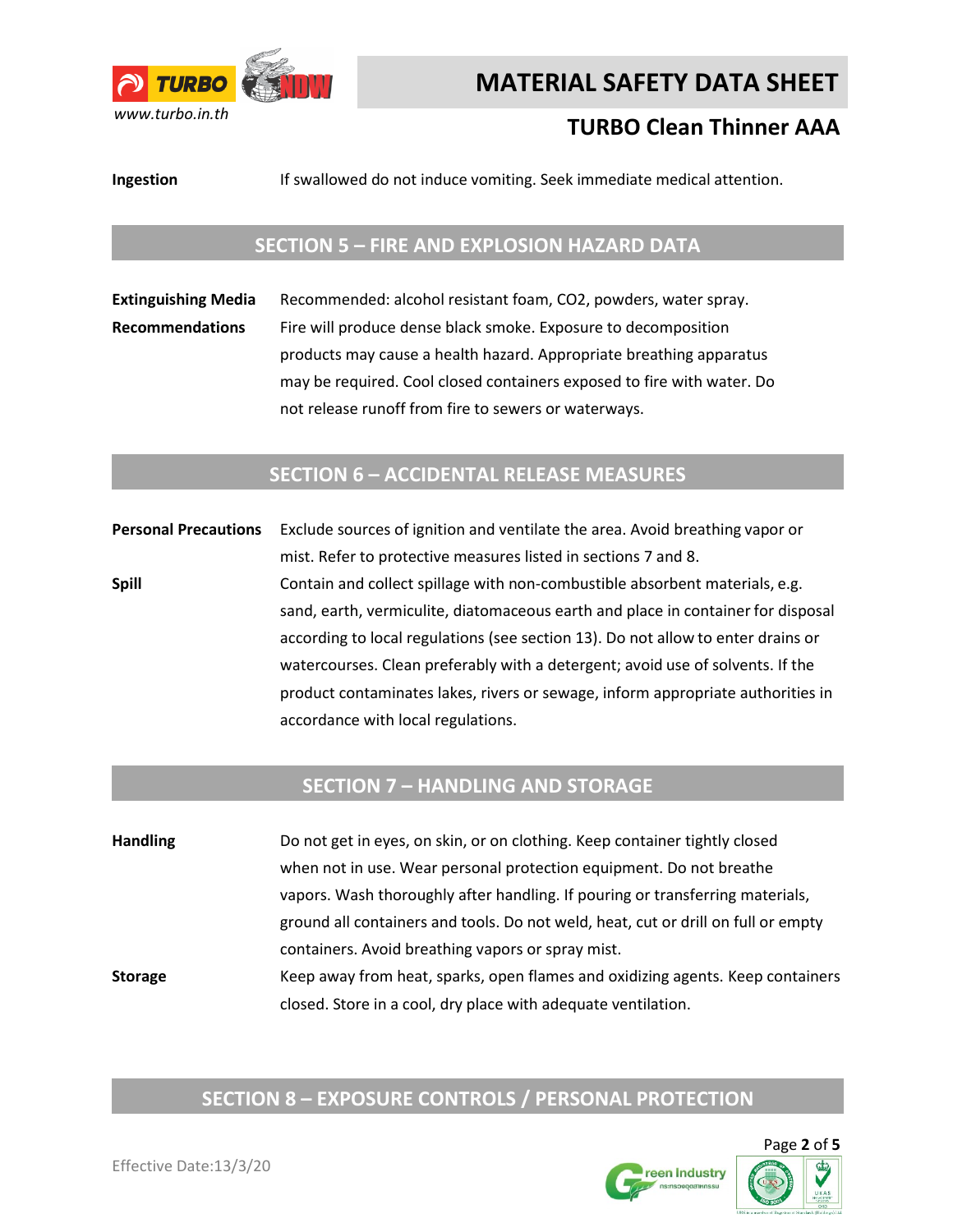**Ingestion** If swallowed do not induce vomiting. Seek immediate medical attention.

## SECTION 5 – FIRE AND EXPLOSION HAZARD DATA

**Extinguishing Media** Recommended: alcohol resistant foam, $CO_2$, powders, water spray.

**Recommendations** Fire will produce dense black smoke. Exposure to decomposition products may cause a health hazard. Appropriate breathing apparatus may be required. Cool closed containers exposed to fire with water. Do not release runoff from fire to sewers or waterways.

## SECTION 6 – ACCIDENTAL RELEASE MEASURES

**Personal Precautions** Exclude sources of ignition and ventilate the area. Avoid breathing vapor or mist. Refer to protective measures listed in sections 7 and 8.

**Spill** Contain and collect spillage with non-combustible absorbent materials, e.g. sand, earth, vermiculite, diatomaceous earth and place in container for disposal according to local regulations (see section 13). Do not allow to enter drains or watercourses. Clean preferably with a detergent; avoid use of solvents. If the product contaminates lakes, rivers or sewage, inform appropriate authorities in accordance with local regulations.

## SECTION 7 – HANDLING AND STORAGE

**Handling** Do not get in eyes, on skin, or on clothing. Keep container tightly closed when not in use. Wear personal protection equipment. Do not breathe vapors. Wash thoroughly after handling. If pouring or transferring materials, ground all containers and tools. Do not weld, heat, cut or drill on full or empty containers. Avoid breathing vapors or spray mist.

**Storage** Keep away from heat, sparks, open flames and oxidizing agents. Keep containers closed. Store in a cool, dry place with adequate ventilation.

## SECTION 8 – EXPOSURE CONTROLS / PERSONAL PROTECTION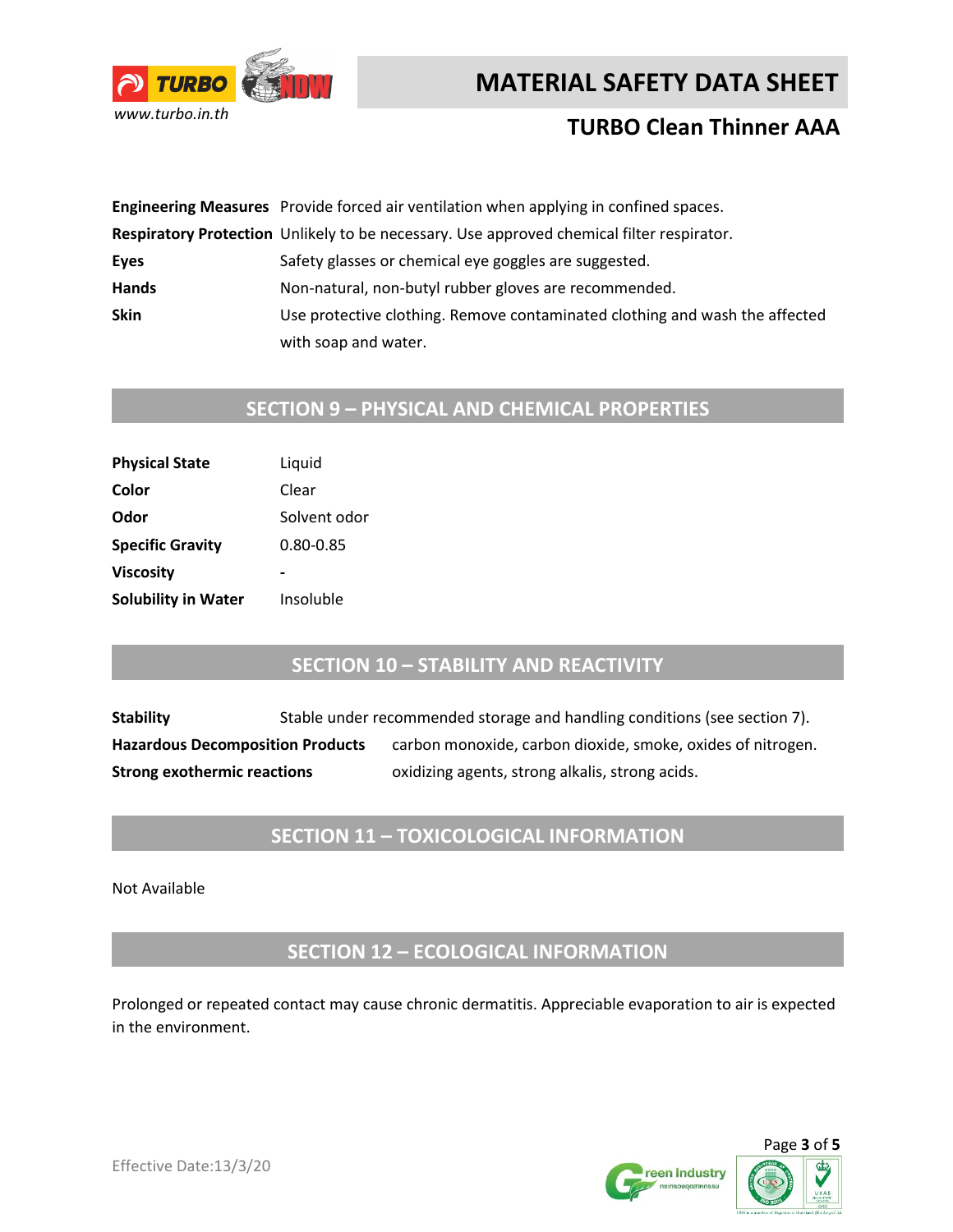| | |
|---|---|
| **Engineering Measures** | Provide forced air ventilation when applying in confined spaces. |
| **Respiratory Protection** | Unlikely to be necessary. Use approved chemical filter respirator. |
| **Eyes** | Safety glasses or chemical eye goggles are suggested. |
| **Hands** | Non-natural, non-butyl rubber gloves are recommended. |
| **Skin** | Use protective clothing. Remove contaminated clothing and wash the affected with soap and water. |

## SECTION 9 – PHYSICAL AND CHEMICAL PROPERTIES

| | |
|---|---|
| **Physical State** | Liquid |
| **Color** | Clear |
| **Odor** | Solvent odor |
| **Specific Gravity** | 0.80-0.85 |
| **Viscosity** | - |
| **Solubility in Water** | Insoluble |

## SECTION 10 – STABILITY AND REACTIVITY

| | |
|---|---|
| **Stability** | Stable under recommended storage and handling conditions (see section 7). |
| **Hazardous Decomposition Products** | carbon monoxide, carbon dioxide, smoke, oxides of nitrogen. |
| **Strong exothermic reactions** | oxidizing agents, strong alkalis, strong acids. |

## SECTION 11 – TOXICOLOGICAL INFORMATION

Not Available

## SECTION 12 – ECOLOGICAL INFORMATION

Prolonged or repeated contact may cause chronic dermatitis. Appreciable evaporation to air is expected in the environment.

Effective Date:13/3/20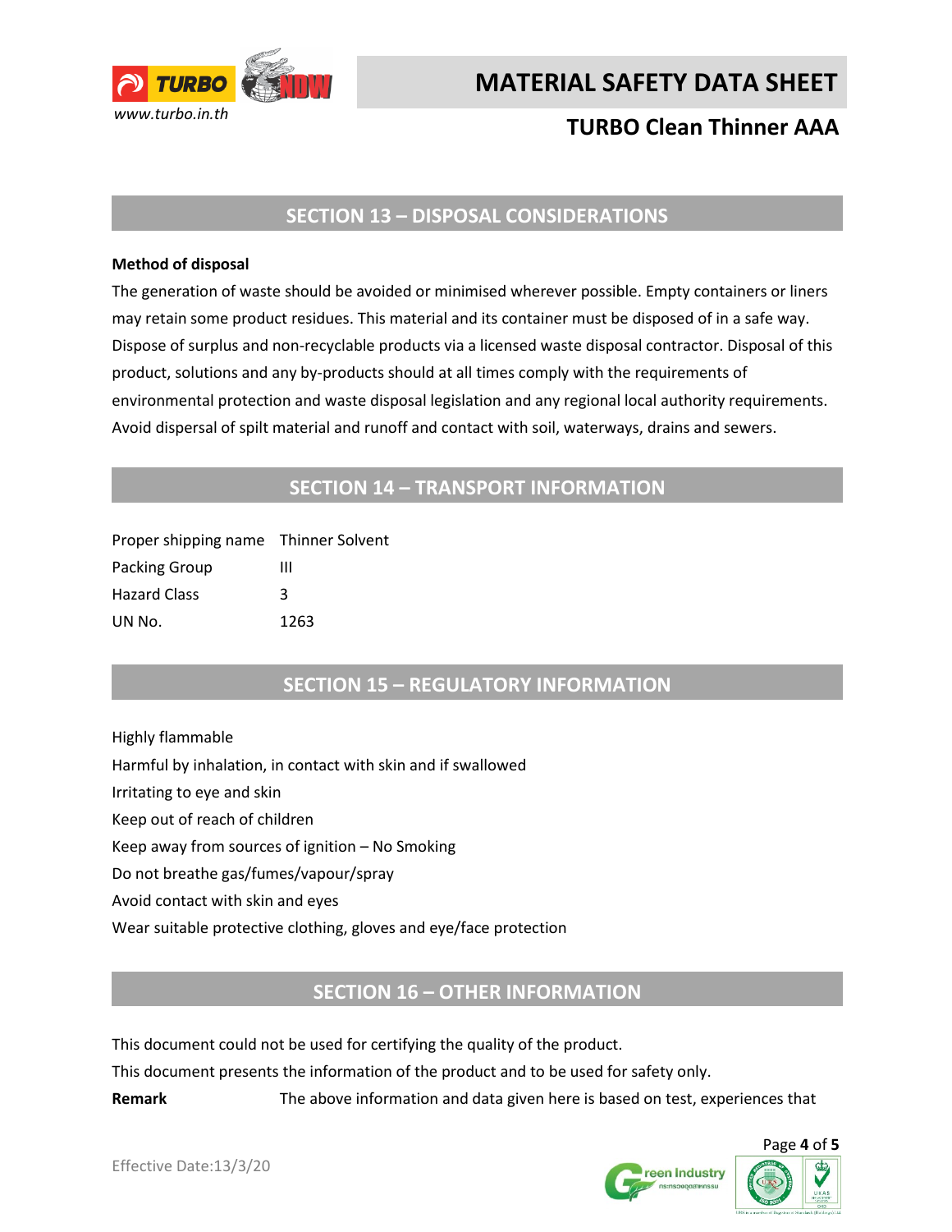## SECTION 13 – DISPOSAL CONSIDERATIONS

**Method of disposal**

The generation of waste should be avoided or minimised wherever possible. Empty containers or liners may retain some product residues. This material and its container must be disposed of in a safe way. Dispose of surplus and non-recyclable products via a licensed waste disposal contractor. Disposal of this product, solutions and any by-products should at all times comply with the requirements of environmental protection and waste disposal legislation and any regional local authority requirements. Avoid dispersal of spilt material and runoff and contact with soil, waterways, drains and sewers.

## SECTION 14 – TRANSPORT INFORMATION

| | |
|---|---|
| Proper shipping name | Thinner Solvent |
| Packing Group | III |
| Hazard Class | 3 |
| UN No. | 1263 |

## SECTION 15 – REGULATORY INFORMATION

Highly flammable

Harmful by inhalation, in contact with skin and if swallowed

Irritating to eye and skin

Keep out of reach of children

Keep away from sources of ignition – No Smoking

Do not breathe gas/fumes/vapour/spray

Avoid contact with skin and eyes

Wear suitable protective clothing, gloves and eye/face protection

## SECTION 16 – OTHER INFORMATION

This document could not be used for certifying the quality of the product.

This document presents the information of the product and to be used for safety only.

**Remark** The above information and data given here is based on test, experiences that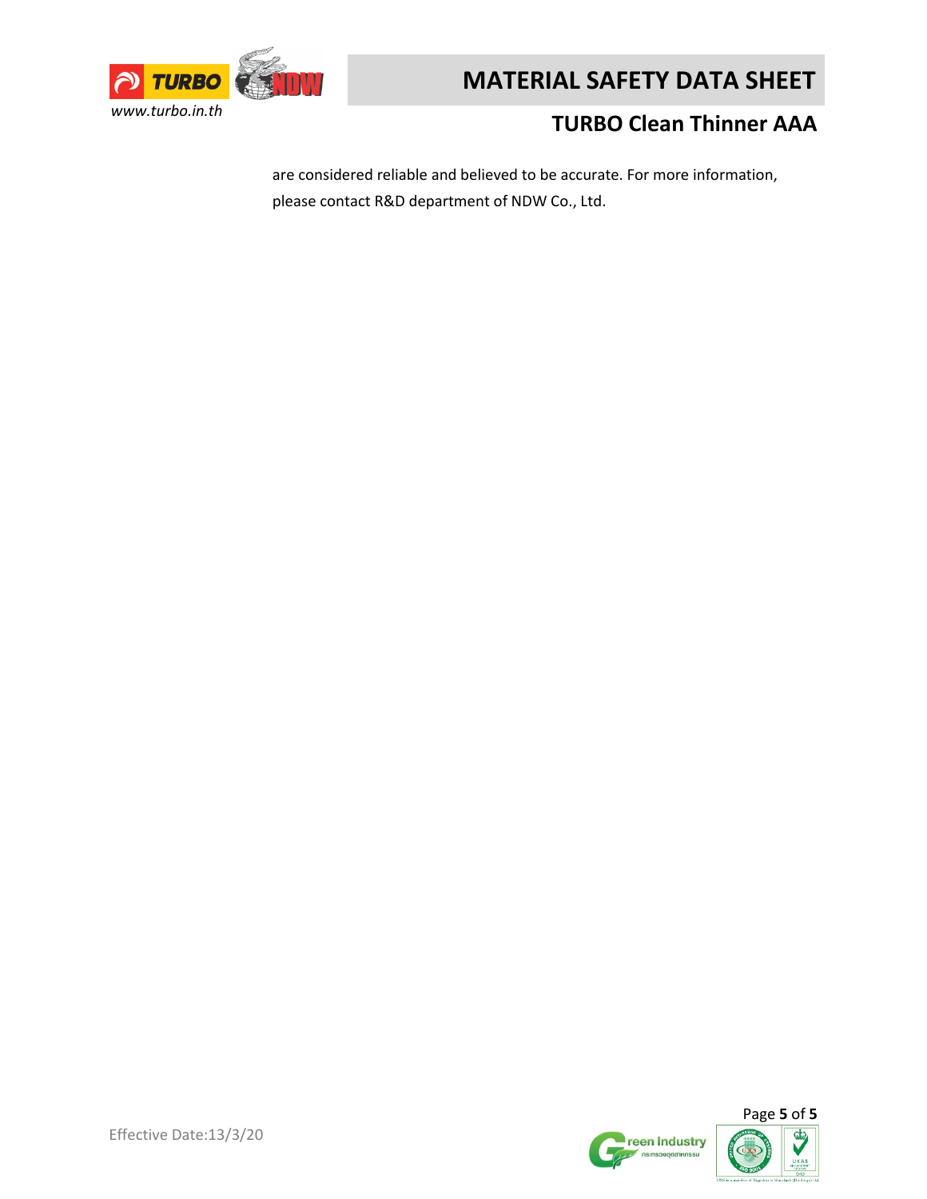are considered reliable and believed to be accurate. For more information, please contact R&D department of NDW Co., Ltd.